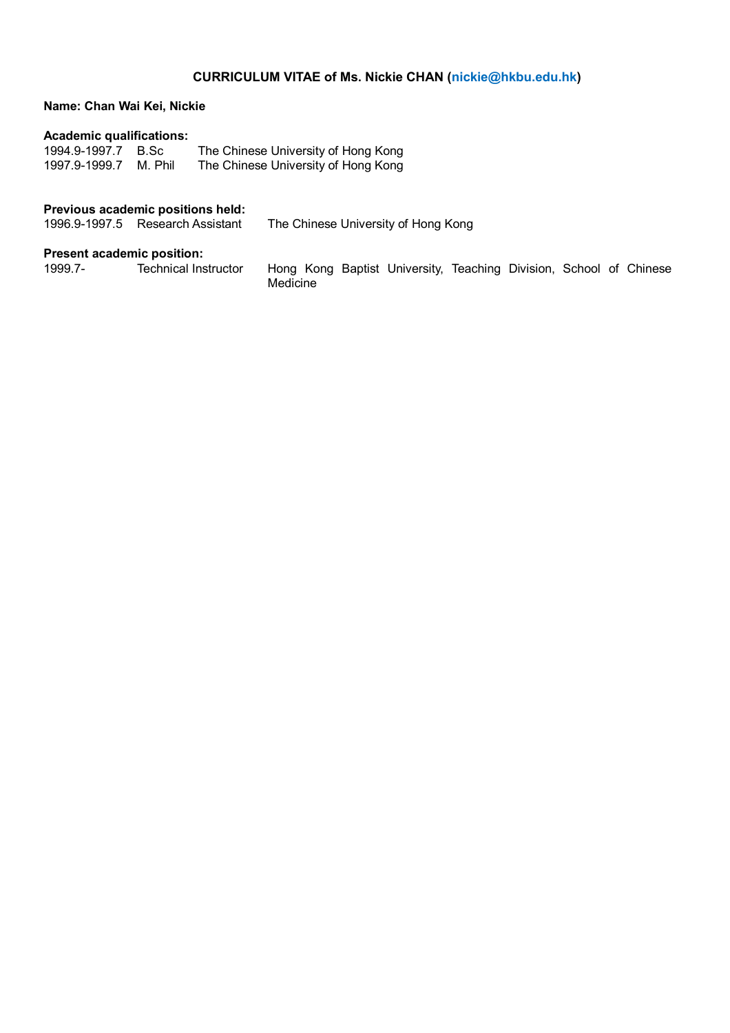# CURRICULUM VITAE of Ms. Nickie CHAN (nickie@hkbu.edu.hk)

**Name: Chan Wai Kei, Nickie**

**Academic qualifications:**

| | | |
|---|---|---|
| 1994.9-1997.7 | B.Sc | The Chinese University of Hong Kong |
| 1997.9-1999.7 | M. Phil | The Chinese University of Hong Kong |

**Previous academic positions held:**

| | | |
|---|---|---|
| 1996.9-1997.5 | Research Assistant | The Chinese University of Hong Kong |

**Present academic position:**

| | | |
|---|---|---|
| 1999.7- | Technical Instructor | Hong Kong Baptist University, Teaching Division, School of Chinese Medicine |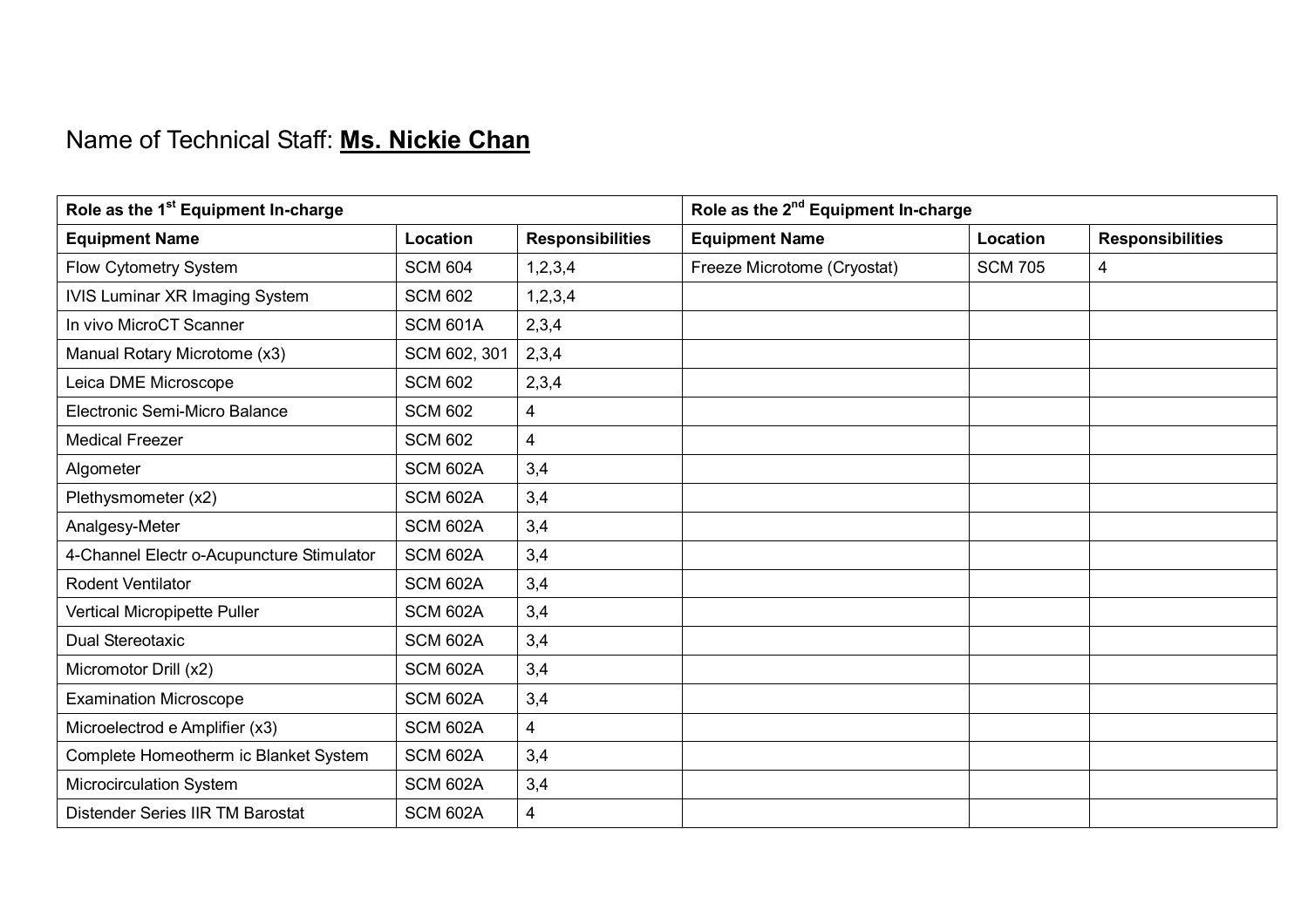Name of Technical Staff: **Ms. Nickie Chan**

| Role as the 1st Equipment In-charge | | | Role as the 2nd Equipment In-charge | | |
|---|---|---|---|---|---|
| **Equipment Name** | **Location** | **Responsibilities** | **Equipment Name** | **Location** | **Responsibilities** |
| Flow Cytometry System | SCM 604 | 1,2,3,4 | Freeze Microtome (Cryostat) | SCM 705 | 4 |
| IVIS Luminar XR Imaging System | SCM 602 | 1,2,3,4 | | | |
| In vivo MicroCT Scanner | SCM 601A | 2,3,4 | | | |
| Manual Rotary Microtome (x3) | SCM 602, 301 | 2,3,4 | | | |
| Leica DME Microscope | SCM 602 | 2,3,4 | | | |
| Electronic Semi-Micro Balance | SCM 602 | 4 | | | |
| Medical Freezer | SCM 602 | 4 | | | |
| Algometer | SCM 602A | 3,4 | | | |
| Plethysmometer (x2) | SCM 602A | 3,4 | | | |
| Analgesy-Meter | SCM 602A | 3,4 | | | |
| 4-Channel Electr o-Acupuncture Stimulator | SCM 602A | 3,4 | | | |
| Rodent Ventilator | SCM 602A | 3,4 | | | |
| Vertical Micropipette Puller | SCM 602A | 3,4 | | | |
| Dual Stereotaxic | SCM 602A | 3,4 | | | |
| Micromotor Drill (x2) | SCM 602A | 3,4 | | | |
| Examination Microscope | SCM 602A | 3,4 | | | |
| Microelectrod e Amplifier (x3) | SCM 602A | 4 | | | |
| Complete Homeotherm ic Blanket System | SCM 602A | 3,4 | | | |
| Microcirculation System | SCM 602A | 3,4 | | | |
| Distender Series IIR TM Barostat | SCM 602A | 4 | | | |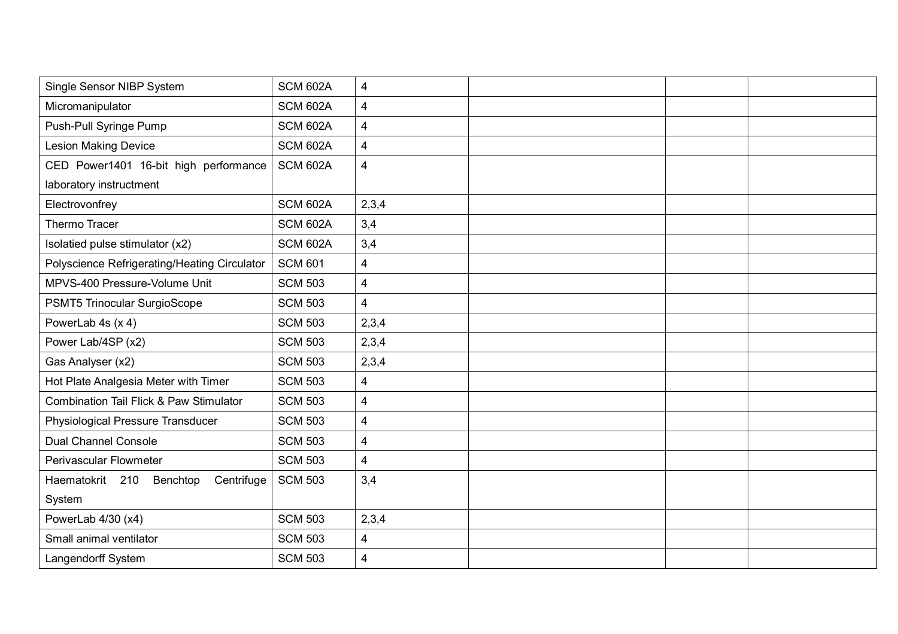| | | | | | |
|---|---|---|---|---|---|
| Single Sensor NIBP System | SCM 602A | 4 | | | |
| Micromanipulator | SCM 602A | 4 | | | |
| Push-Pull Syringe Pump | SCM 602A | 4 | | | |
| Lesion Making Device | SCM 602A | 4 | | | |
| CED Power1401 16-bit high performance laboratory instructment | SCM 602A | 4 | | | |
| Electrovonfrey | SCM 602A | 2,3,4 | | | |
| Thermo Tracer | SCM 602A | 3,4 | | | |
| Isolatied pulse stimulator (x2) | SCM 602A | 3,4 | | | |
| Polyscience Refrigerating/Heating Circulator | SCM 601 | 4 | | | |
| MPVS-400 Pressure-Volume Unit | SCM 503 | 4 | | | |
| PSMT5 Trinocular SurgioScope | SCM 503 | 4 | | | |
| PowerLab 4s (x 4) | SCM 503 | 2,3,4 | | | |
| Power Lab/4SP (x2) | SCM 503 | 2,3,4 | | | |
| Gas Analyser (x2) | SCM 503 | 2,3,4 | | | |
| Hot Plate Analgesia Meter with Timer | SCM 503 | 4 | | | |
| Combination Tail Flick & Paw Stimulator | SCM 503 | 4 | | | |
| Physiological Pressure Transducer | SCM 503 | 4 | | | |
| Dual Channel Console | SCM 503 | 4 | | | |
| Perivascular Flowmeter | SCM 503 | 4 | | | |
| Haematokrit 210 Benchtop Centrifuge System | SCM 503 | 3,4 | | | |
| PowerLab 4/30 (x4) | SCM 503 | 2,3,4 | | | |
| Small animal ventilator | SCM 503 | 4 | | | |
| Langendorff System | SCM 503 | 4 | | | |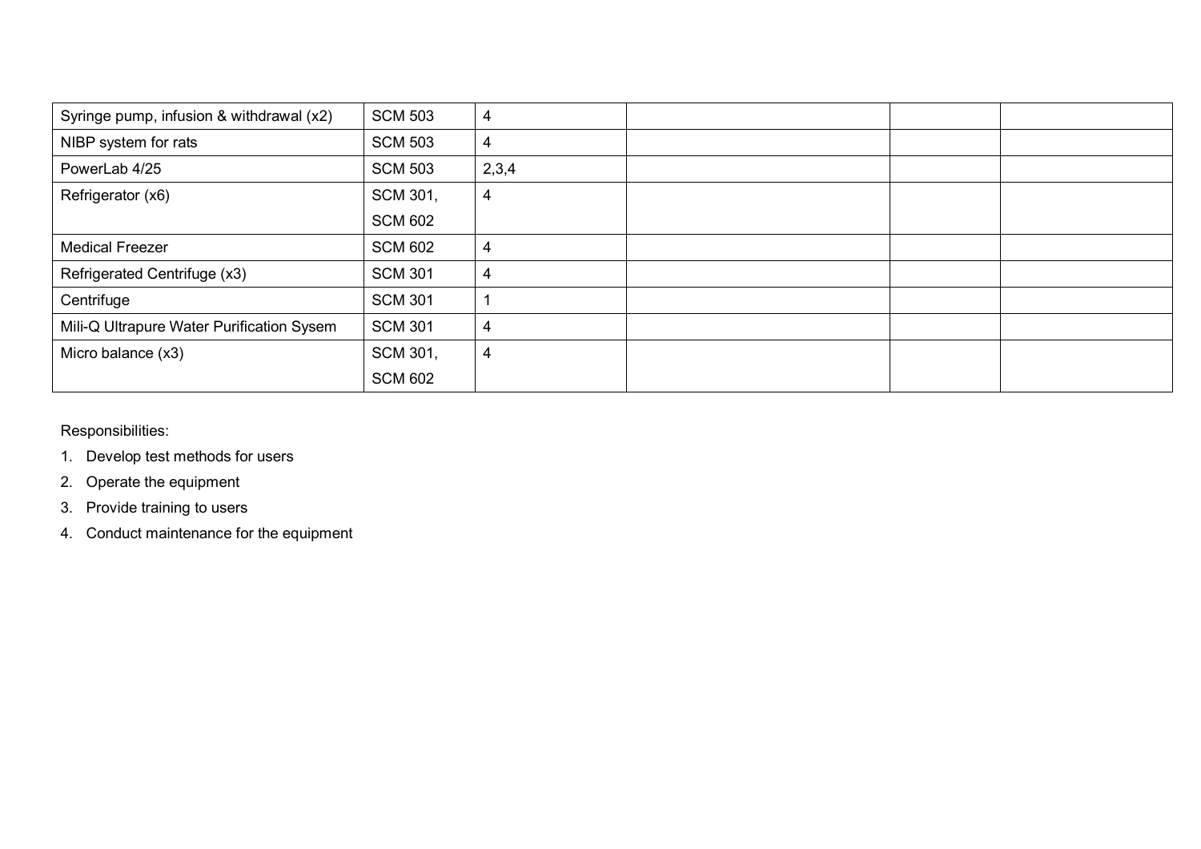| | | | | | |
|---|---|---|---|---|---|
| Syringe pump, infusion & withdrawal (x2) | SCM 503 | 4 | | | |
| NIBP system for rats | SCM 503 | 4 | | | |
| PowerLab 4/25 | SCM 503 | 2,3,4 | | | |
| Refrigerator (x6) | SCM 301, SCM 602 | 4 | | | |
| Medical Freezer | SCM 602 | 4 | | | |
| Refrigerated Centrifuge (x3) | SCM 301 | 4 | | | |
| Centrifuge | SCM 301 | 1 | | | |
| Mili-Q Ultrapure Water Purification Sysem | SCM 301 | 4 | | | |
| Micro balance (x3) | SCM 301, SCM 602 | 4 | | | |

Responsibilities:

1. Develop test methods for users
2. Operate the equipment
3. Provide training to users
4. Conduct maintenance for the equipment